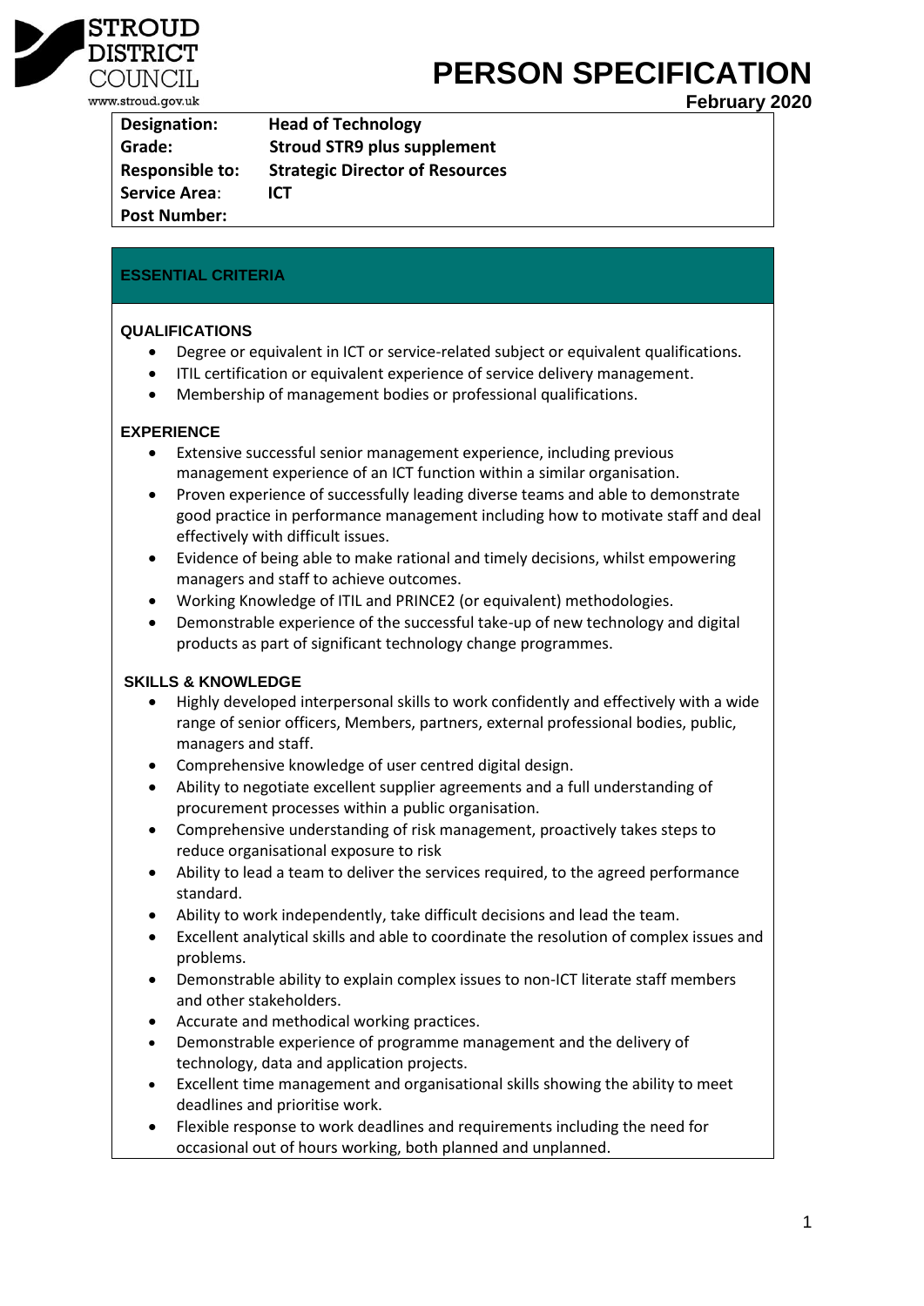STROUD DISTRICT COUNCIL
www.stroud.gov.uk

# PERSON SPECIFICATION

**February 2020**

| | |
|---|---|
| **Designation:** | **Head of Technology** |
| **Grade:** | **Stroud STR9 plus supplement** |
| **Responsible to:** | **Strategic Director of Resources** |
| **Service Area:** | **ICT** |
| **Post Number:** | |

## ESSENTIAL CRITERIA

### QUALIFICATIONS

- Degree or equivalent in ICT or service-related subject or equivalent qualifications.
- ITIL certification or equivalent experience of service delivery management.
- Membership of management bodies or professional qualifications.

### EXPERIENCE

- Extensive successful senior management experience, including previous management experience of an ICT function within a similar organisation.
- Proven experience of successfully leading diverse teams and able to demonstrate good practice in performance management including how to motivate staff and deal effectively with difficult issues.
- Evidence of being able to make rational and timely decisions, whilst empowering managers and staff to achieve outcomes.
- Working Knowledge of ITIL and PRINCE2 (or equivalent) methodologies.
- Demonstrable experience of the successful take-up of new technology and digital products as part of significant technology change programmes.

### SKILLS & KNOWLEDGE

- Highly developed interpersonal skills to work confidently and effectively with a wide range of senior officers, Members, partners, external professional bodies, public, managers and staff.
- Comprehensive knowledge of user centred digital design.
- Ability to negotiate excellent supplier agreements and a full understanding of procurement processes within a public organisation.
- Comprehensive understanding of risk management, proactively takes steps to reduce organisational exposure to risk
- Ability to lead a team to deliver the services required, to the agreed performance standard.
- Ability to work independently, take difficult decisions and lead the team.
- Excellent analytical skills and able to coordinate the resolution of complex issues and problems.
- Demonstrable ability to explain complex issues to non-ICT literate staff members and other stakeholders.
- Accurate and methodical working practices.
- Demonstrable experience of programme management and the delivery of technology, data and application projects.
- Excellent time management and organisational skills showing the ability to meet deadlines and prioritise work.
- Flexible response to work deadlines and requirements including the need for occasional out of hours working, both planned and unplanned.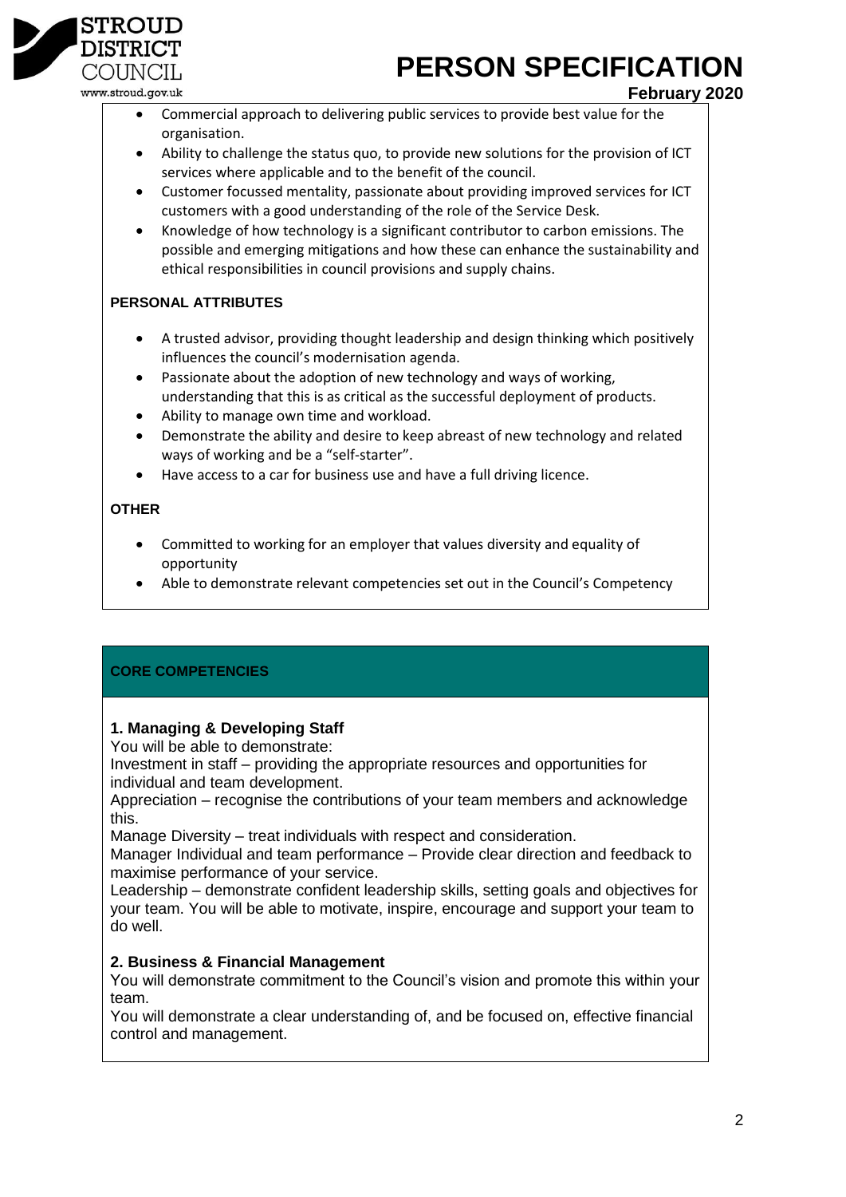- Commercial approach to delivering public services to provide best value for the organisation.
- Ability to challenge the status quo, to provide new solutions for the provision of ICT services where applicable and to the benefit of the council.
- Customer focussed mentality, passionate about providing improved services for ICT customers with a good understanding of the role of the Service Desk.
- Knowledge of how technology is a significant contributor to carbon emissions. The possible and emerging mitigations and how these can enhance the sustainability and ethical responsibilities in council provisions and supply chains.

**PERSONAL ATTRIBUTES**

- A trusted advisor, providing thought leadership and design thinking which positively influences the council's modernisation agenda.
- Passionate about the adoption of new technology and ways of working, understanding that this is as critical as the successful deployment of products.
- Ability to manage own time and workload.
- Demonstrate the ability and desire to keep abreast of new technology and related ways of working and be a "self-starter".
- Have access to a car for business use and have a full driving licence.

**OTHER**

- Committed to working for an employer that values diversity and equality of opportunity
- Able to demonstrate relevant competencies set out in the Council's Competency

**CORE COMPETENCIES**

**1. Managing & Developing Staff**

You will be able to demonstrate:
Investment in staff – providing the appropriate resources and opportunities for individual and team development.
Appreciation – recognise the contributions of your team members and acknowledge this.
Manage Diversity – treat individuals with respect and consideration.
Manager Individual and team performance – Provide clear direction and feedback to maximise performance of your service.
Leadership – demonstrate confident leadership skills, setting goals and objectives for your team. You will be able to motivate, inspire, encourage and support your team to do well.

**2. Business & Financial Management**

You will demonstrate commitment to the Council's vision and promote this within your team.
You will demonstrate a clear understanding of, and be focused on, effective financial control and management.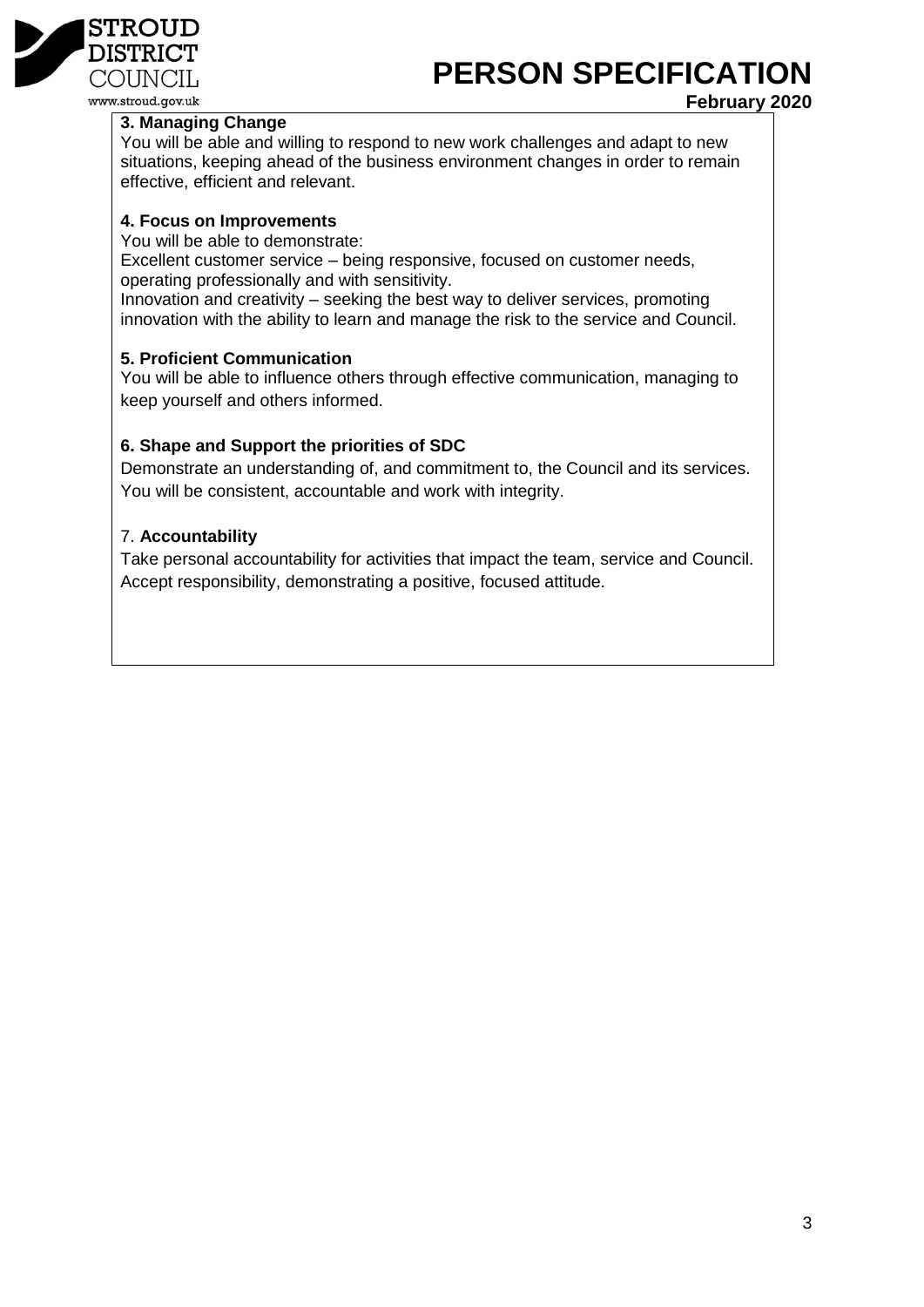**3. Managing Change**

You will be able and willing to respond to new work challenges and adapt to new situations, keeping ahead of the business environment changes in order to remain effective, efficient and relevant.

**4. Focus on Improvements**

You will be able to demonstrate:

Excellent customer service – being responsive, focused on customer needs, operating professionally and with sensitivity.

Innovation and creativity – seeking the best way to deliver services, promoting innovation with the ability to learn and manage the risk to the service and Council.

**5. Proficient Communication**

You will be able to influence others through effective communication, managing to keep yourself and others informed.

**6. Shape and Support the priorities of SDC**

Demonstrate an understanding of, and commitment to, the Council and its services. You will be consistent, accountable and work with integrity.

7. **Accountability**

Take personal accountability for activities that impact the team, service and Council. Accept responsibility, demonstrating a positive, focused attitude.